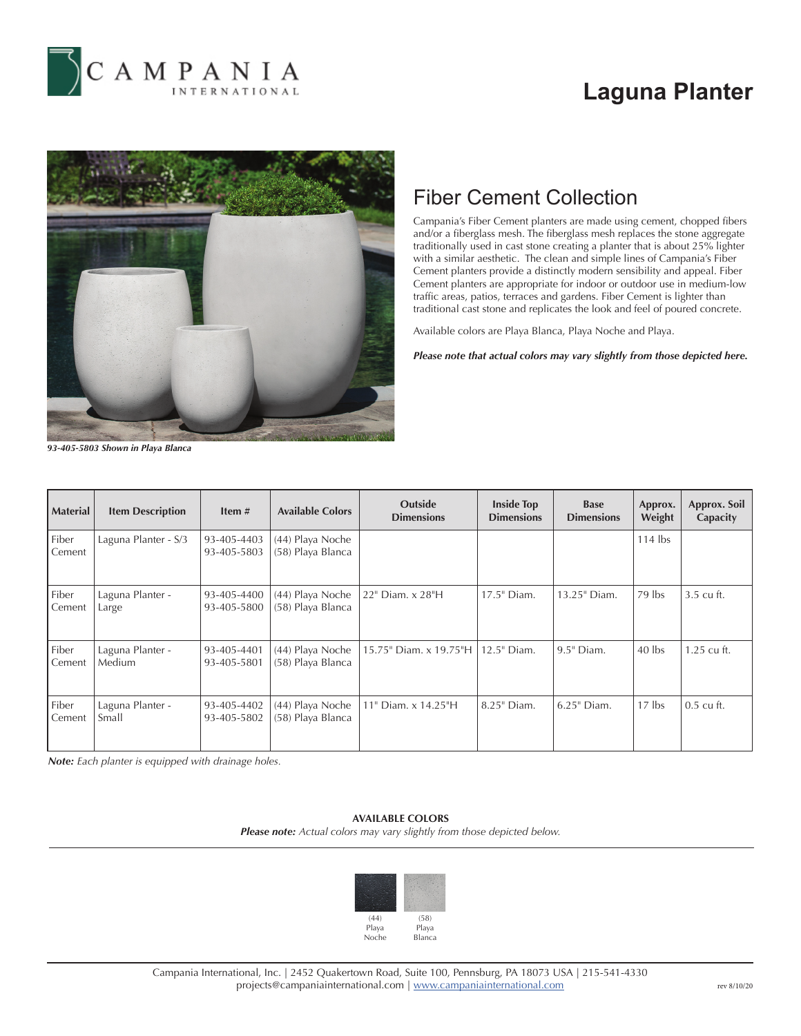# Laguna Planter

*93-405-5803 Shown in Playa Blanca*

## Fiber Cement Collection

Campania's Fiber Cement planters are made using cement, chopped fibers and/or a fiberglass mesh. The fiberglass mesh replaces the stone aggregate traditionally used in cast stone creating a planter that is about 25% lighter with a similar aesthetic. The clean and simple lines of Campania's Fiber Cement planters provide a distinctly modern sensibility and appeal. Fiber Cement planters are appropriate for indoor or outdoor use in medium-low traffic areas, patios, terraces and gardens. Fiber Cement is lighter than traditional cast stone and replicates the look and feel of poured concrete.

Available colors are Playa Blanca, Playa Noche and Playa.

***Please note that actual colors may vary slightly from those depicted here.***

| Material | Item Description | Item # | Available Colors | Outside Dimensions | Inside Top Dimensions | Base Dimensions | Approx. Weight | Approx. Soil Capacity |
|---|---|---|---|---|---|---|---|---|
| Fiber Cement | Laguna Planter - S/3 | 93-405-4403<br>93-405-5803 | (44) Playa Noche<br>(58) Playa Blanca | | | | 114 lbs | |
| Fiber Cement | Laguna Planter - Large | 93-405-4400<br>93-405-5800 | (44) Playa Noche<br>(58) Playa Blanca | 22" Diam. x 28"H | 17.5" Diam. | 13.25" Diam. | 79 lbs | 3.5 cu ft. |
| Fiber Cement | Laguna Planter - Medium | 93-405-4401<br>93-405-5801 | (44) Playa Noche<br>(58) Playa Blanca | 15.75" Diam. x 19.75"H | 12.5" Diam. | 9.5" Diam. | 40 lbs | 1.25 cu ft. |
| Fiber Cement | Laguna Planter - Small | 93-405-4402<br>93-405-5802 | (44) Playa Noche<br>(58) Playa Blanca | 11" Diam. x 14.25"H | 8.25" Diam. | 6.25" Diam. | 17 lbs | 0.5 cu ft. |

***Note:*** *Each planter is equipped with drainage holes.*

**AVAILABLE COLORS**

***Please note:*** *Actual colors may vary slightly from those depicted below.*

(44) Playa Noche

(58) Playa Blanca

Campania International, Inc. | 2452 Quakertown Road, Suite 100, Pennsburg, PA 18073 USA | 215-541-4330
projects@campaniainternational.com | www.campaniainternational.com

rev 8/10/20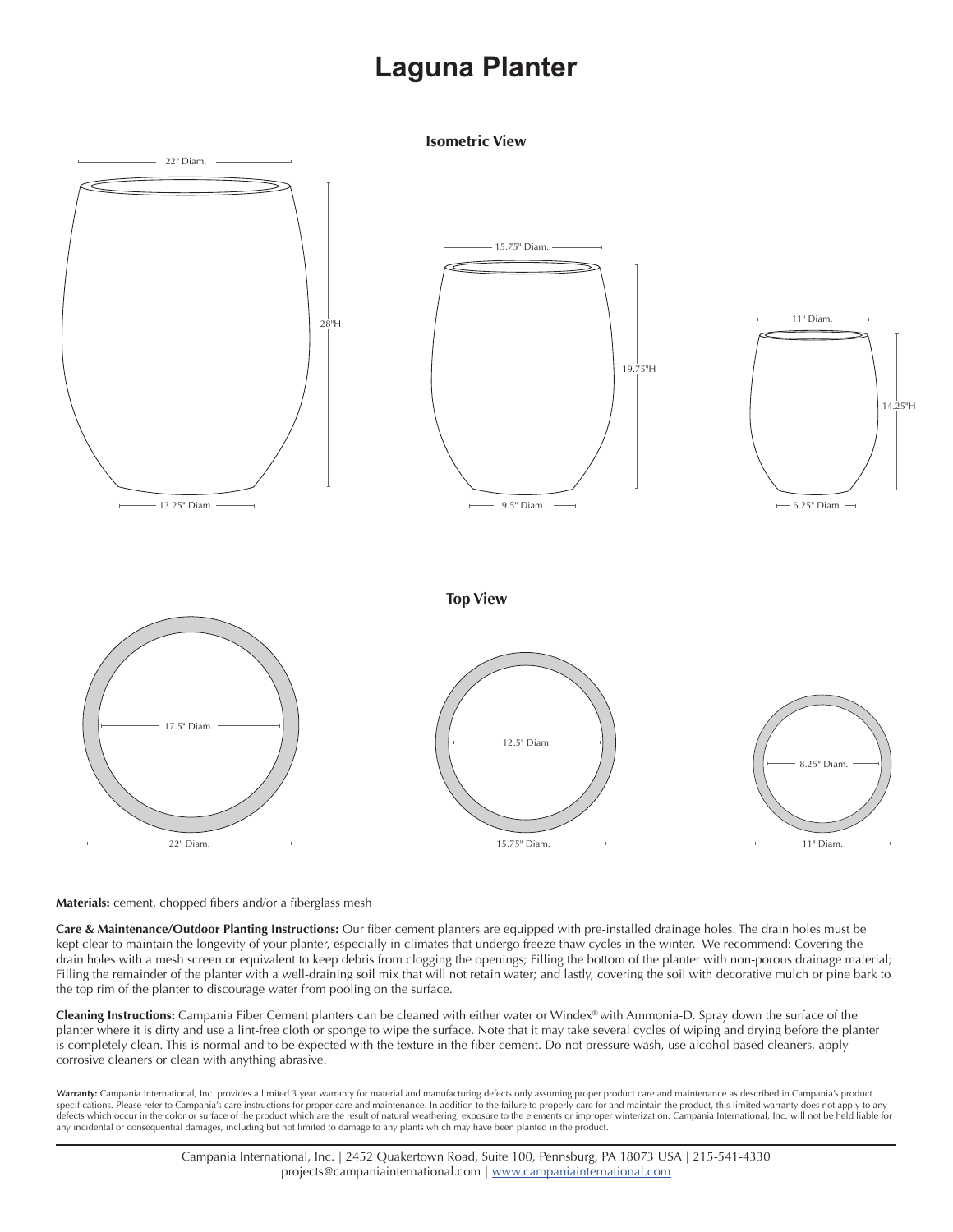# Laguna Planter

## Isometric View

22" Diam.
28"H
13.25" Diam.

15.75" Diam.
19.75"H
9.5" Diam.

11" Diam.
14.25"H
6.25" Diam.

## Top View

17.5" Diam.
22" Diam.

12.5" Diam.
15.75" Diam.

8.25" Diam.
11" Diam.

**Materials:** cement, chopped fibers and/or a fiberglass mesh

**Care & Maintenance/Outdoor Planting Instructions:** Our fiber cement planters are equipped with pre-installed drainage holes. The drain holes must be kept clear to maintain the longevity of your planter, especially in climates that undergo freeze thaw cycles in the winter. We recommend: Covering the drain holes with a mesh screen or equivalent to keep debris from clogging the openings; Filling the bottom of the planter with non-porous drainage material; Filling the remainder of the planter with a well-draining soil mix that will not retain water; and lastly, covering the soil with decorative mulch or pine bark to the top rim of the planter to discourage water from pooling on the surface.

**Cleaning Instructions:** Campania Fiber Cement planters can be cleaned with either water or Windex® with Ammonia-D. Spray down the surface of the planter where it is dirty and use a lint-free cloth or sponge to wipe the surface. Note that it may take several cycles of wiping and drying before the planter is completely clean. This is normal and to be expected with the texture in the fiber cement. Do not pressure wash, use alcohol based cleaners, apply corrosive cleaners or clean with anything abrasive.

**Warranty:** Campania International, Inc. provides a limited 3 year warranty for material and manufacturing defects only assuming proper product care and maintenance as described in Campania's product specifications. Please refer to Campania's care instructions for proper care and maintenance. In addition to the failure to properly care for and maintain the product, this limited warranty does not apply to any defects which occur in the color or surface of the product which are the result of natural weathering, exposure to the elements or improper winterization. Campania International, Inc. will not be held liable for any incidental or consequential damages, including but not limited to damage to any plants which may have been planted in the product.

Campania International, Inc. | 2452 Quakertown Road, Suite 100, Pennsburg, PA 18073 USA | 215-541-4330
projects@campaniainternational.com | www.campaniainternational.com